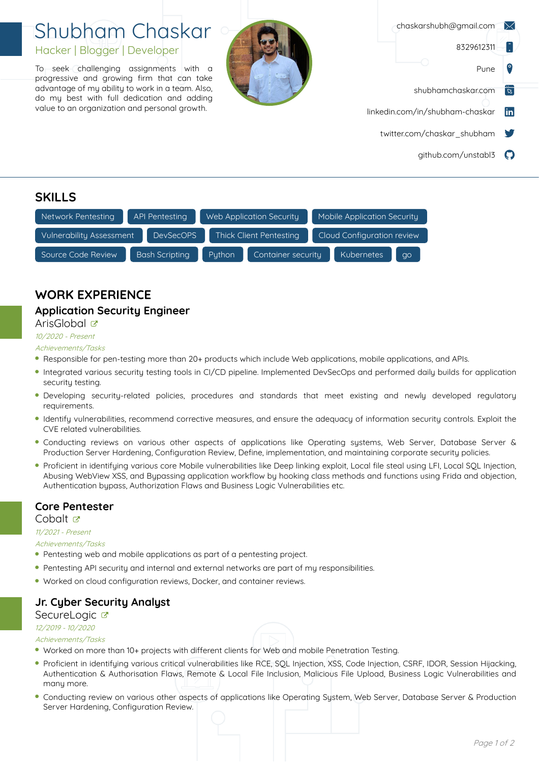# Shubham Chaskar

## Hacker | Blogger | Developer

To seek challenging assignments with a progressive and growing firm that can take advantage of my ability to work in a team. Also, do my best with full dedication and adding value to an organization and personal growth.

chaskarshubh@gmail.com
8329612311
Pune
shubhamchaskar.com
linkedin.com/in/shubham-chaskar
twitter.com/chaskar_shubham
github.com/unstabl3

## SKILLS

Network Pentesting | API Pentesting | Web Application Security | Mobile Application Security | Vulnerability Assessment | DevSecOPS | Thick Client Pentesting | Cloud Configuration review | Source Code Review | Bash Scripting | Python | Container security | Kubernetes | go

## WORK EXPERIENCE

### Application Security Engineer

ArisGlobal

*10/2020 - Present*

*Achievements/Tasks*

- Responsible for pen-testing more than 20+ products which include Web applications, mobile applications, and APIs.
- Integrated various security testing tools in CI/CD pipeline. Implemented DevSecOps and performed daily builds for application security testing.
- Developing security-related policies, procedures and standards that meet existing and newly developed regulatory requirements.
- Identify vulnerabilities, recommend corrective measures, and ensure the adequacy of information security controls. Exploit the CVE related vulnerabilities.
- Conducting reviews on various other aspects of applications like Operating systems, Web Server, Database Server & Production Server Hardening, Configuration Review, Define, implementation, and maintaining corporate security policies.
- Proficient in identifying various core Mobile vulnerabilities like Deep linking exploit, Local file steal using LFI, Local SQL Injection, Abusing WebView XSS, and Bypassing application workflow by hooking class methods and functions using Frida and objection, Authentication bypass, Authorization Flaws and Business Logic Vulnerabilities etc.

### Core Pentester

Cobalt

*11/2021 - Present*

*Achievements/Tasks*

- Pentesting web and mobile applications as part of a pentesting project.
- Pentesting API security and internal and external networks are part of my responsibilities.
- Worked on cloud configuration reviews, Docker, and container reviews.

### Jr. Cyber Security Analyst

SecureLogic

*12/2019 - 10/2020*

*Achievements/Tasks*

- Worked on more than 10+ projects with different clients for Web and mobile Penetration Testing.
- Proficient in identifying various critical vulnerabilities like RCE, SQL Injection, XSS, Code Injection, CSRF, IDOR, Session Hijacking, Authentication & Authorisation Flaws, Remote & Local File Inclusion, Malicious File Upload, Business Logic Vulnerabilities and many more.
- Conducting review on various other aspects of applications like Operating System, Web Server, Database Server & Production Server Hardening, Configuration Review.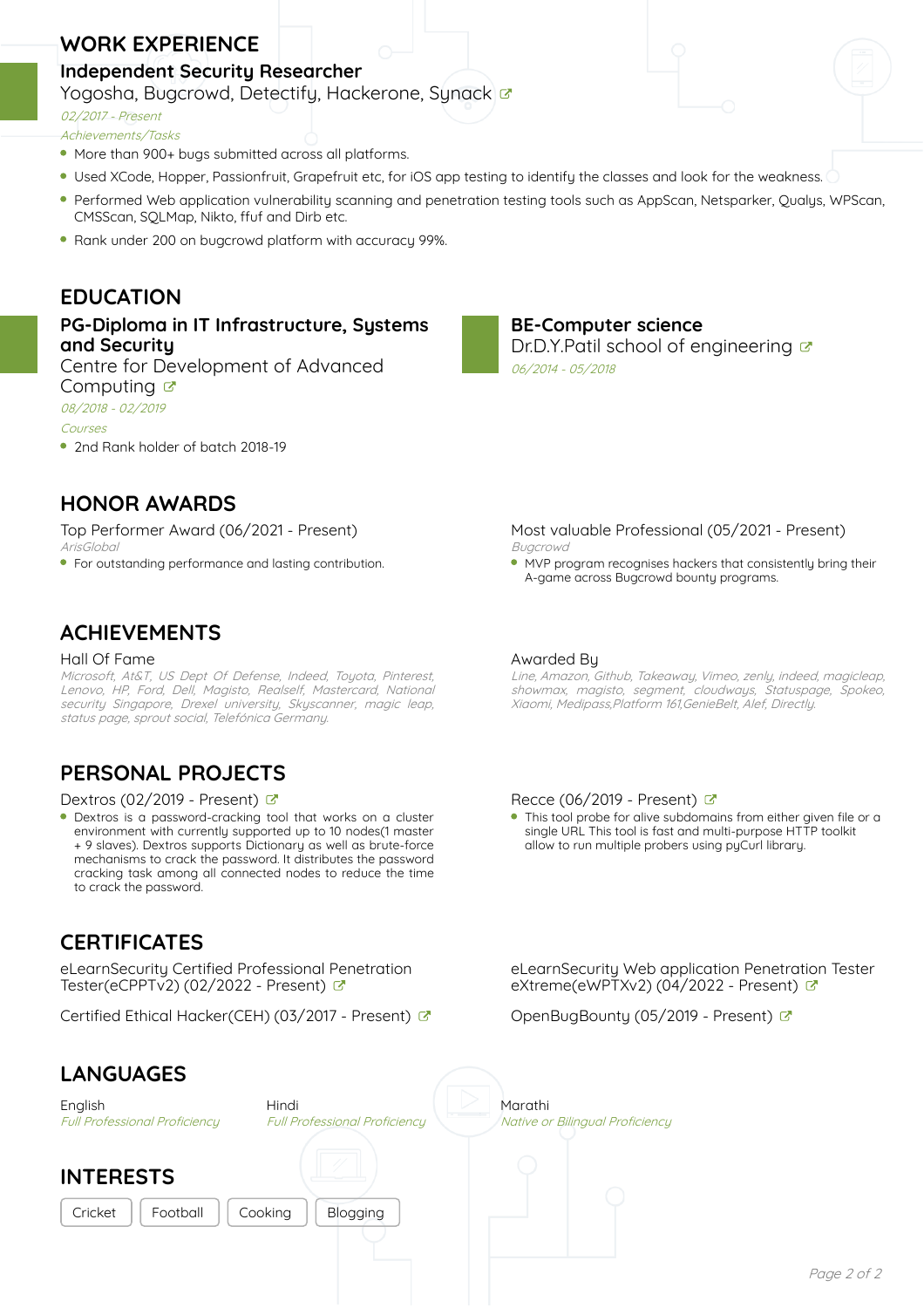## WORK EXPERIENCE

### Independent Security Researcher

Yogosha, Bugcrowd, Detectify, Hackerone, Synack

*02/2017 - Present*

*Achievements/Tasks*

- More than 900+ bugs submitted across all platforms.
- Used XCode, Hopper, Passionfruit, Grapefruit etc, for iOS app testing to identify the classes and look for the weakness.
- Performed Web application vulnerability scanning and penetration testing tools such as AppScan, Netsparker, Qualys, WPScan, CMSScan, SQLMap, Nikto, ffuf and Dirb etc.
- Rank under 200 on bugcrowd platform with accuracy 99%.

## EDUCATION

### PG-Diploma in IT Infrastructure, Systems and Security

Centre for Development of Advanced Computing

*08/2018 - 02/2019*

*Courses*

- 2nd Rank holder of batch 2018-19

### BE-Computer science

Dr.D.Y.Patil school of engineering

*06/2014 - 05/2018*

## HONOR AWARDS

Top Performer Award (06/2021 - Present)

*ArisGlobal*

- For outstanding performance and lasting contribution.

Most valuable Professional (05/2021 - Present)

*Bugcrowd*

- MVP program recognises hackers that consistently bring their A-game across Bugcrowd bounty programs.

## ACHIEVEMENTS

Hall Of Fame

*Microsoft, At&T, US Dept Of Defense, Indeed, Toyota, Pinterest, Lenovo, HP, Ford, Dell, Magisto, Realself, Mastercard, National security Singapore, Drexel university, Skyscanner, magic leap, status page, sprout social, Telefónica Germany.*

Awarded By

*Line, Amazon, Github, Takeaway, Vimeo, zenly, indeed, magicleap, showmax, magisto, segment, cloudways, Statuspage, Spokeo, Xiaomi, Medipass,Platform 161,GenieBelt, Alef, Directly.*

## PERSONAL PROJECTS

Dextros (02/2019 - Present)

- Dextros is a password-cracking tool that works on a cluster environment with currently supported up to 10 nodes(1 master + 9 slaves). Dextros supports Dictionary as well as brute-force mechanisms to crack the password. It distributes the password cracking task among all connected nodes to reduce the time to crack the password.

Recce (06/2019 - Present)

- This tool probe for alive subdomains from either given file or a single URL This tool is fast and multi-purpose HTTP toolkit allow to run multiple probers using pyCurl library.

## CERTIFICATES

eLearnSecurity Certified Professional Penetration Tester(eCPPTv2) (02/2022 - Present)

eLearnSecurity Web application Penetration Tester eXtreme(eWPTXv2) (04/2022 - Present)

Certified Ethical Hacker(CEH) (03/2017 - Present)

OpenBugBounty (05/2019 - Present)

## LANGUAGES

English
*Full Professional Proficiency*

Hindi
*Full Professional Proficiency*

Marathi
*Native or Bilingual Proficiency*

## INTERESTS

Cricket | Football | Cooking | Blogging